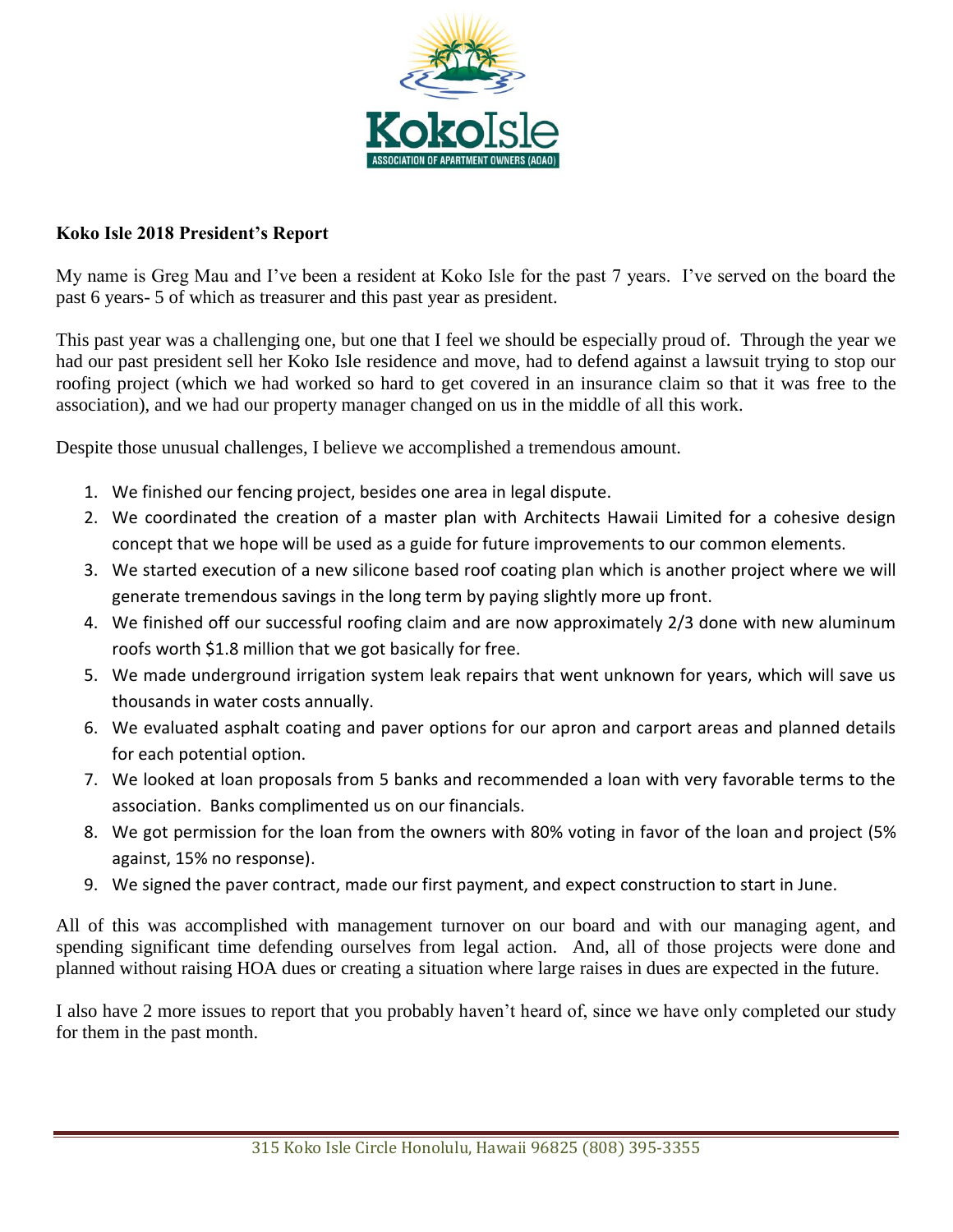KokoIsle

ASSOCIATION OF APARTMENT OWNERS (AOAO)

**Koko Isle 2018 President's Report**

My name is Greg Mau and I've been a resident at Koko Isle for the past 7 years. I've served on the board the past 6 years- 5 of which as treasurer and this past year as president.

This past year was a challenging one, but one that I feel we should be especially proud of. Through the year we had our past president sell her Koko Isle residence and move, had to defend against a lawsuit trying to stop our roofing project (which we had worked so hard to get covered in an insurance claim so that it was free to the association), and we had our property manager changed on us in the middle of all this work.

Despite those unusual challenges, I believe we accomplished a tremendous amount.

1. We finished our fencing project, besides one area in legal dispute.
2. We coordinated the creation of a master plan with Architects Hawaii Limited for a cohesive design concept that we hope will be used as a guide for future improvements to our common elements.
3. We started execution of a new silicone based roof coating plan which is another project where we will generate tremendous savings in the long term by paying slightly more up front.
4. We finished off our successful roofing claim and are now approximately 2/3 done with new aluminum roofs worth $1.8 million that we got basically for free.
5. We made underground irrigation system leak repairs that went unknown for years, which will save us thousands in water costs annually.
6. We evaluated asphalt coating and paver options for our apron and carport areas and planned details for each potential option.
7. We looked at loan proposals from 5 banks and recommended a loan with very favorable terms to the association. Banks complimented us on our financials.
8. We got permission for the loan from the owners with 80% voting in favor of the loan and project (5% against, 15% no response).
9. We signed the paver contract, made our first payment, and expect construction to start in June.

All of this was accomplished with management turnover on our board and with our managing agent, and spending significant time defending ourselves from legal action. And, all of those projects were done and planned without raising HOA dues or creating a situation where large raises in dues are expected in the future.

I also have 2 more issues to report that you probably haven't heard of, since we have only completed our study for them in the past month.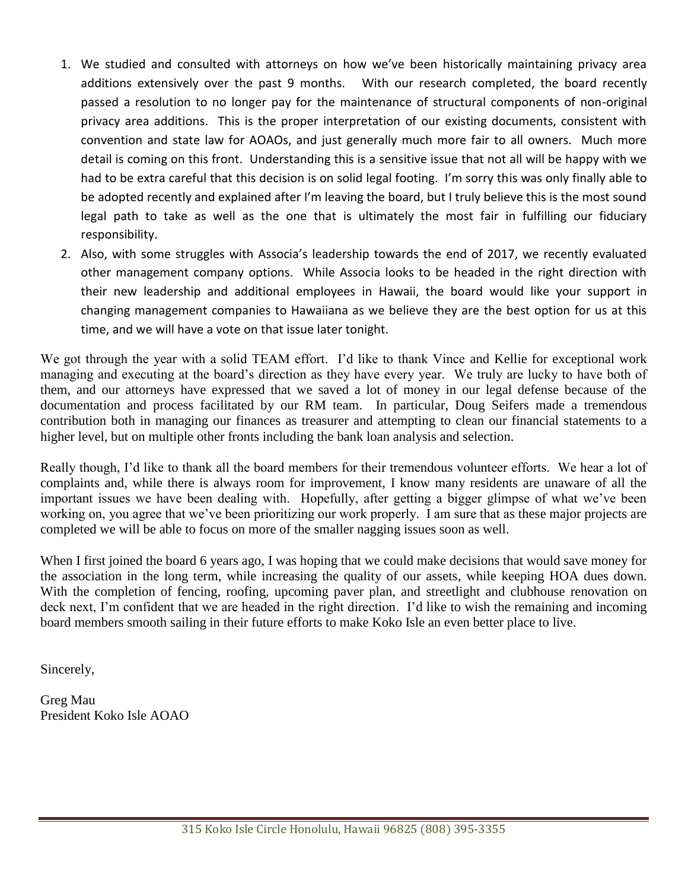1. We studied and consulted with attorneys on how we've been historically maintaining privacy area additions extensively over the past 9 months. With our research completed, the board recently passed a resolution to no longer pay for the maintenance of structural components of non-original privacy area additions. This is the proper interpretation of our existing documents, consistent with convention and state law for AOAOs, and just generally much more fair to all owners. Much more detail is coming on this front. Understanding this is a sensitive issue that not all will be happy with we had to be extra careful that this decision is on solid legal footing. I'm sorry this was only finally able to be adopted recently and explained after I'm leaving the board, but I truly believe this is the most sound legal path to take as well as the one that is ultimately the most fair in fulfilling our fiduciary responsibility.
2. Also, with some struggles with Associa's leadership towards the end of 2017, we recently evaluated other management company options. While Associa looks to be headed in the right direction with their new leadership and additional employees in Hawaii, the board would like your support in changing management companies to Hawaiiana as we believe they are the best option for us at this time, and we will have a vote on that issue later tonight.

We got through the year with a solid TEAM effort. I'd like to thank Vince and Kellie for exceptional work managing and executing at the board's direction as they have every year. We truly are lucky to have both of them, and our attorneys have expressed that we saved a lot of money in our legal defense because of the documentation and process facilitated by our RM team. In particular, Doug Seifers made a tremendous contribution both in managing our finances as treasurer and attempting to clean our financial statements to a higher level, but on multiple other fronts including the bank loan analysis and selection.

Really though, I'd like to thank all the board members for their tremendous volunteer efforts. We hear a lot of complaints and, while there is always room for improvement, I know many residents are unaware of all the important issues we have been dealing with. Hopefully, after getting a bigger glimpse of what we've been working on, you agree that we've been prioritizing our work properly. I am sure that as these major projects are completed we will be able to focus on more of the smaller nagging issues soon as well.

When I first joined the board 6 years ago, I was hoping that we could make decisions that would save money for the association in the long term, while increasing the quality of our assets, while keeping HOA dues down. With the completion of fencing, roofing, upcoming paver plan, and streetlight and clubhouse renovation on deck next, I'm confident that we are headed in the right direction. I'd like to wish the remaining and incoming board members smooth sailing in their future efforts to make Koko Isle an even better place to live.

Sincerely,

Greg Mau
President Koko Isle AOAO

315 Koko Isle Circle Honolulu, Hawaii 96825 (808) 395-3355